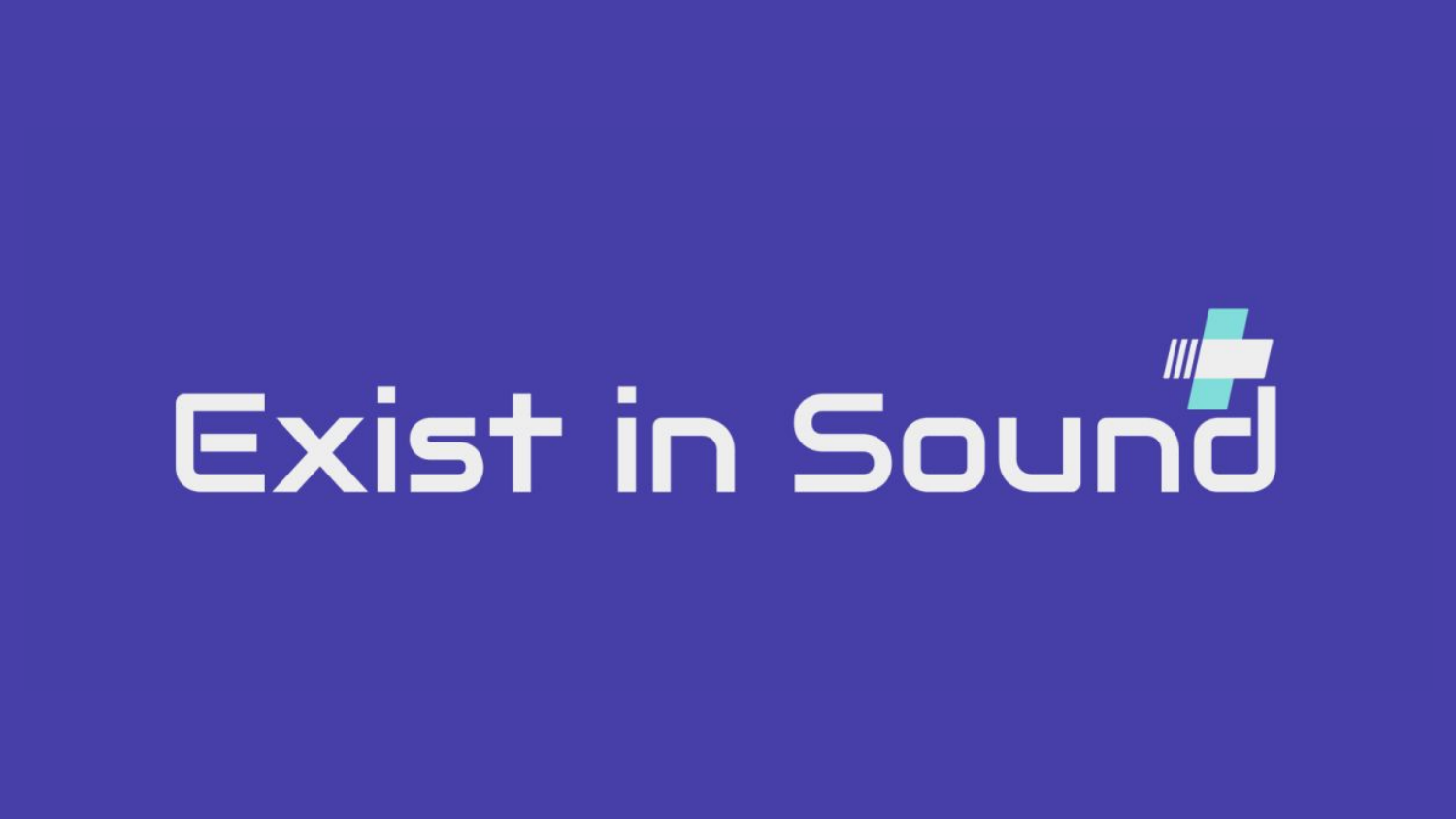# Exist in Sound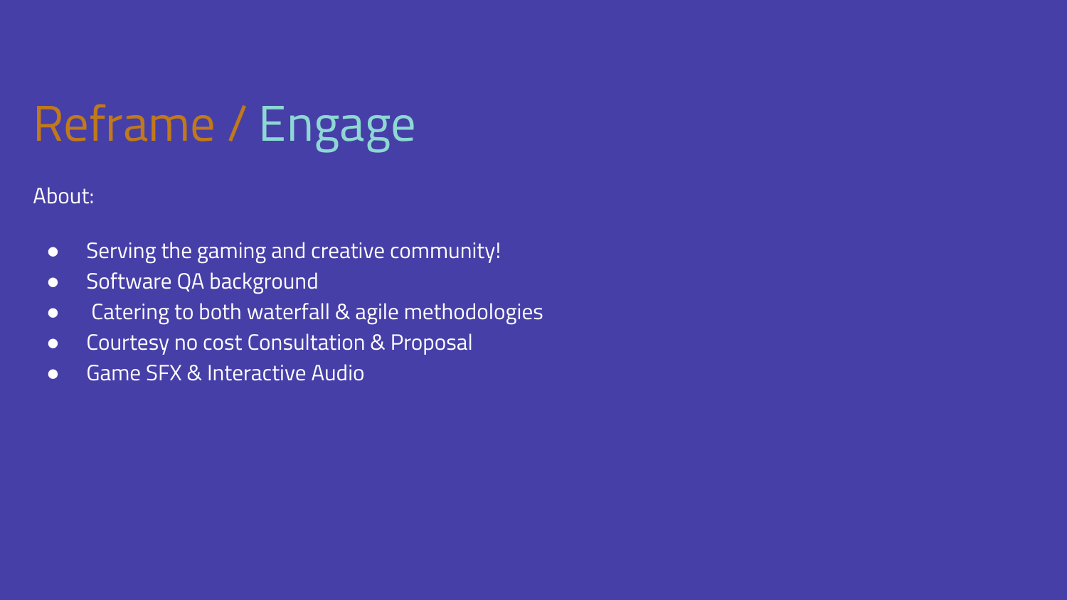# Reframe / Engage

About:

- Serving the gaming and creative community!
- Software QA background
- Catering to both waterfall & agile methodologies
- Courtesy no cost Consultation & Proposal
- Game SFX & Interactive Audio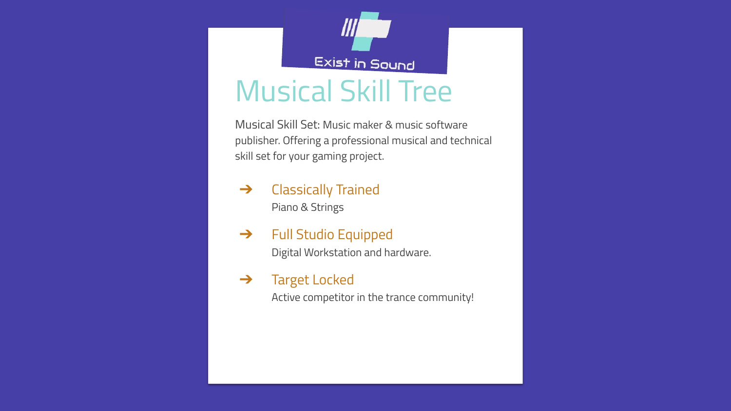Exist in Sound

# Musical Skill Tree

Musical Skill Set: Music maker & music software publisher. Offering a professional musical and technical skill set for your gaming project.

- ➔ **Classically Trained**
  Piano & Strings

- ➔ **Full Studio Equipped**
  Digital Workstation and hardware.

- ➔ **Target Locked**
  Active competitor in the trance community!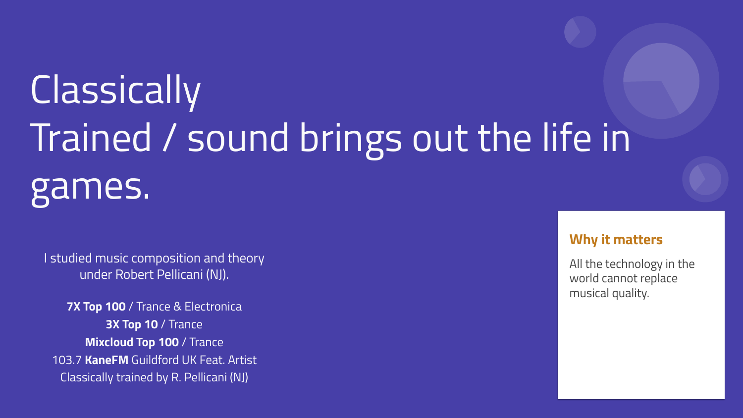# Classically Trained / sound brings out the life in games.

I studied music composition and theory under Robert Pellicani (NJ).

**7X Top 100** / Trance & Electronica
**3X Top 10** / Trance
**Mixcloud Top 100** / Trance
103.7 **KaneFM** Guildford UK Feat. Artist
Classically trained by R. Pellicani (NJ)

### Why it matters

All the technology in the world cannot replace musical quality.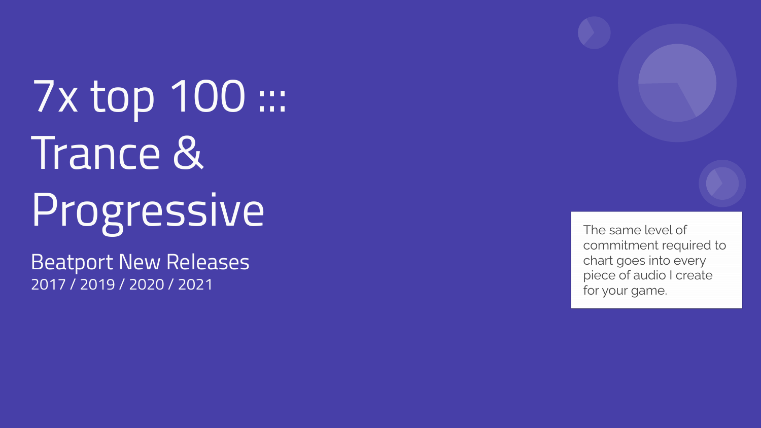# 7x top 100 ::: Trance & Progressive

Beatport New Releases
2017 / 2019 / 2020 / 2021

The same level of commitment required to chart goes into every piece of audio I create for your game.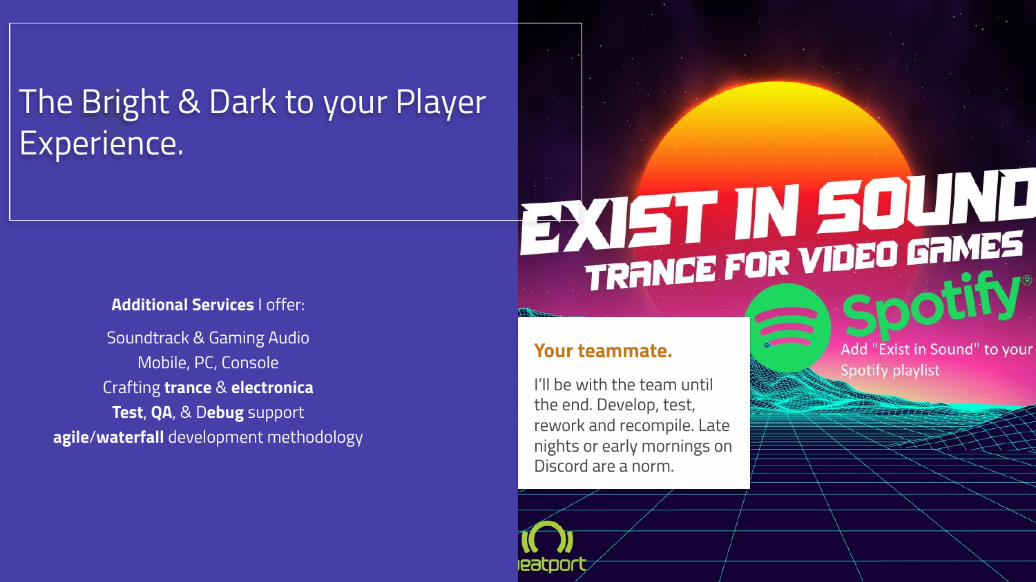# The Bright & Dark to your Player Experience.

**Additional Services** I offer:

Soundtrack & Gaming Audio
Mobile, PC, Console
Crafting **trance** & **electronica**
**Test**, **QA**, & D**ebug** support
**agile**/**waterfall** development methodology

EXIST IN SOUND
TRANCE FOR VIDEO GAMES

Spotify

Add "Exist in Sound" to your Spotify playlist

### Your teammate.

I'll be with the team until the end. Develop, test, rework and recompile. Late nights or early mornings on Discord are a norm.

beatport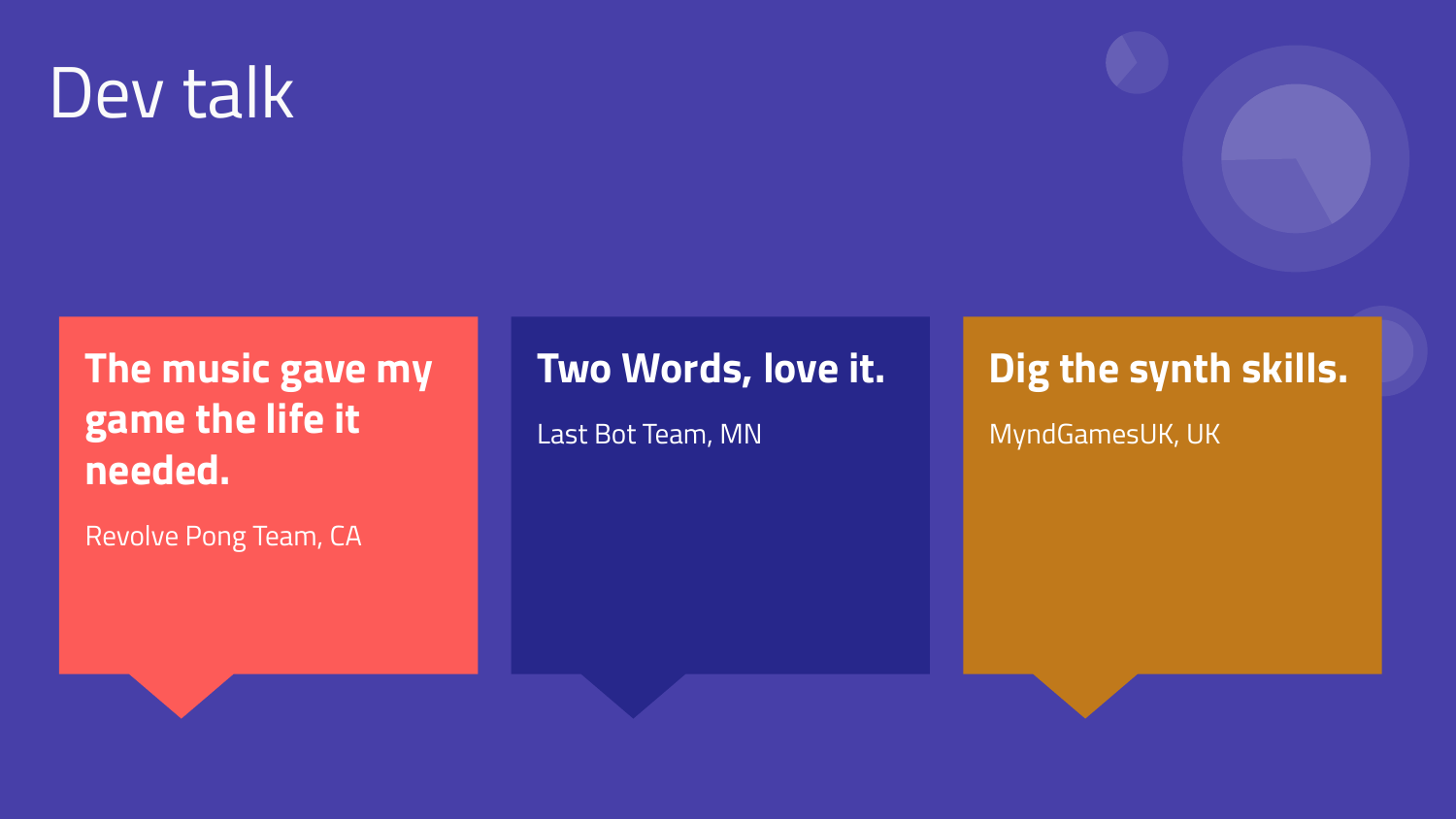# Dev talk

**The music gave my game the life it needed.**

Revolve Pong Team, CA

**Two Words, love it.**

Last Bot Team, MN

**Dig the synth skills.**

MyndGamesUK, UK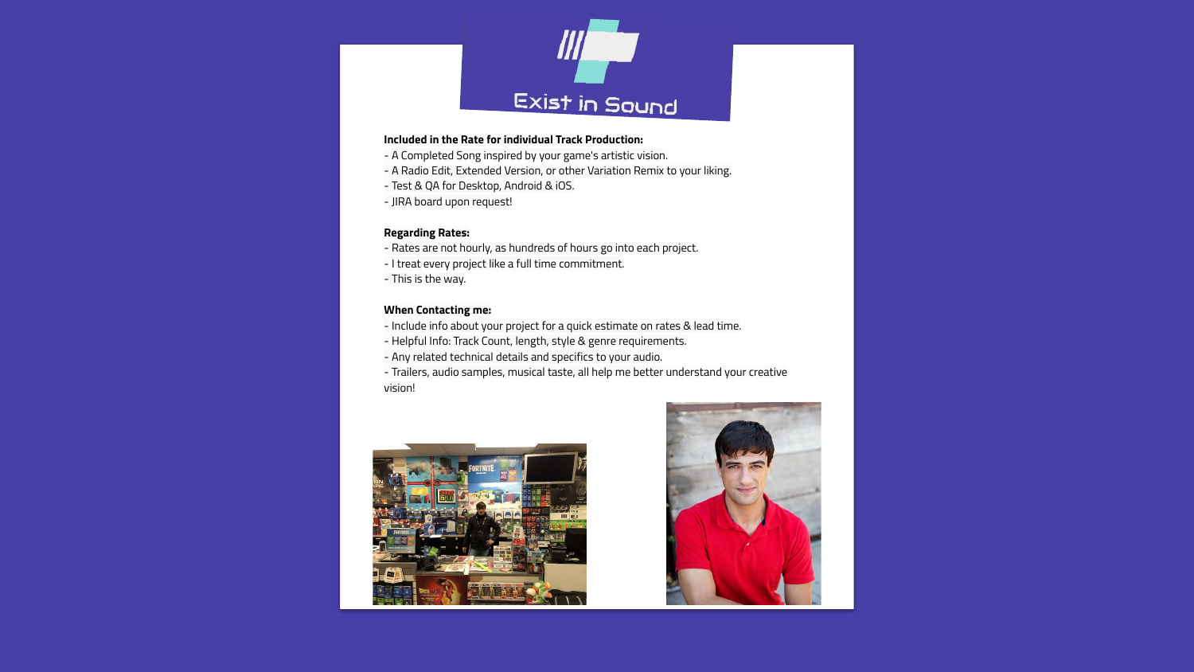# Exist in Sound

**Included in the Rate for individual Track Production:**
- A Completed Song inspired by your game's artistic vision.
- A Radio Edit, Extended Version, or other Variation Remix to your liking.
- Test & QA for Desktop, Android & iOS.
- JIRA board upon request!

**Regarding Rates:**
- Rates are not hourly, as hundreds of hours go into each project.
- I treat every project like a full time commitment.
- This is the way.

**When Contacting me:**
- Include info about your project for a quick estimate on rates & lead time.
- Helpful Info: Track Count, length, style & genre requirements.
- Any related technical details and specifics to your audio.
- Trailers, audio samples, musical taste, all help me better understand your creative vision!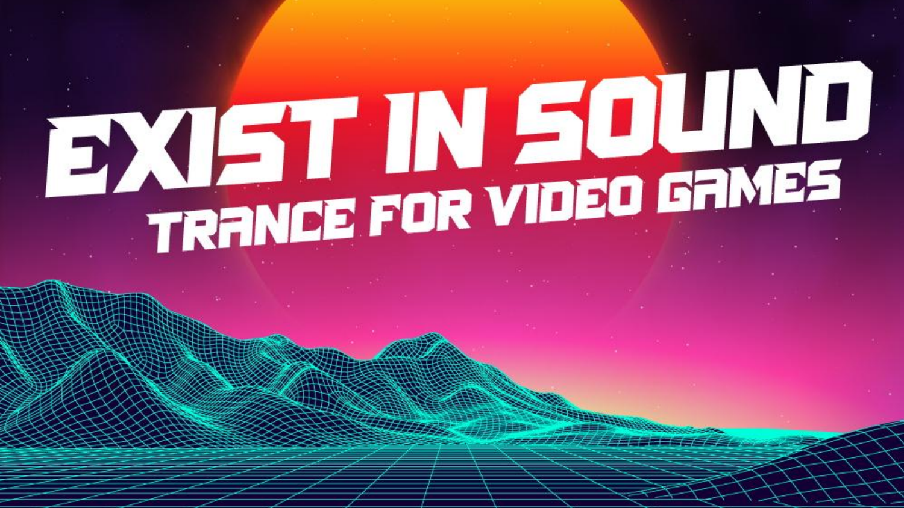# EXIST IN SOUND

## TRANCE FOR VIDEO GAMES